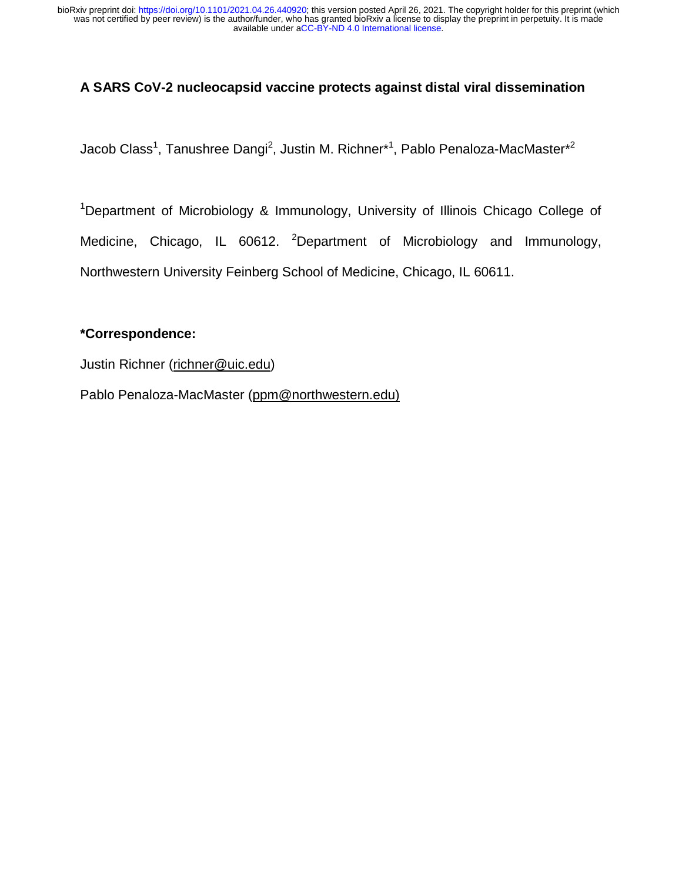# A SARS CoV-2 nucleocapsid vaccine protects against distal viral dissemination

Jacob Class[1], Tanushree Dangi[2], Justin M. Richner*[1], Pablo Penaloza-MacMaster*[2]

[1]Department of Microbiology & Immunology, University of Illinois Chicago College of Medicine, Chicago, IL 60612. [2]Department of Microbiology and Immunology, Northwestern University Feinberg School of Medicine, Chicago, IL 60611.

**\*Correspondence:**

Justin Richner (richner@uic.edu)

Pablo Penaloza-MacMaster (ppm@northwestern.edu)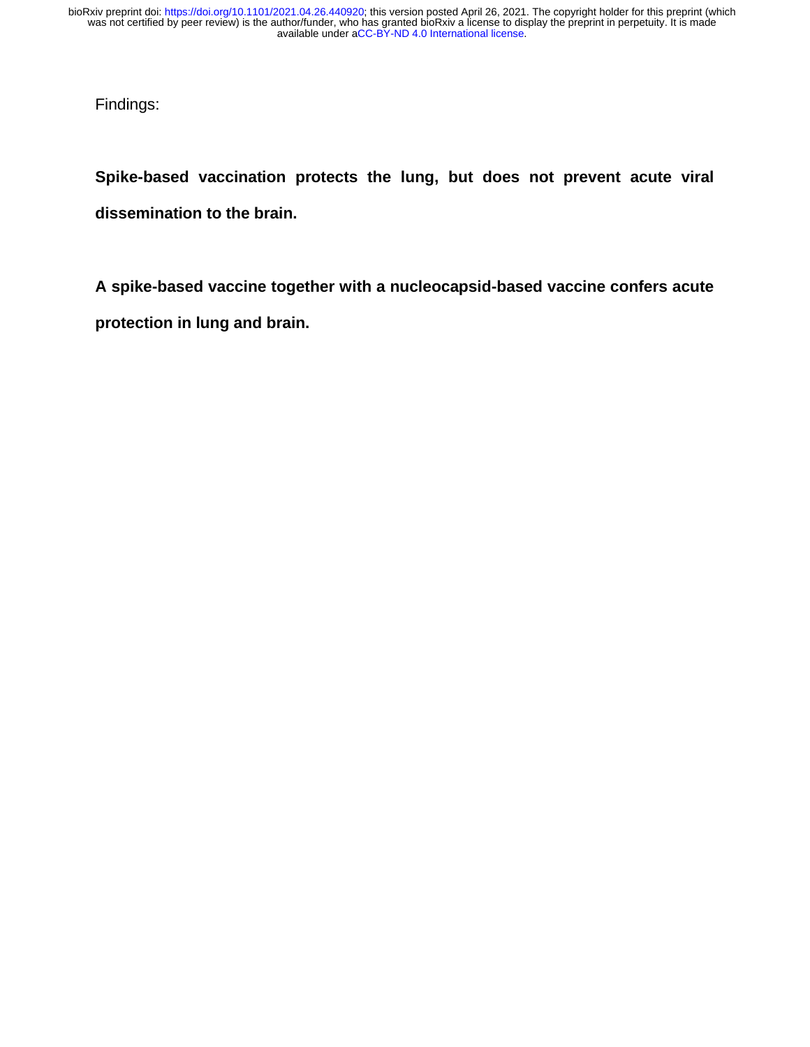Findings:

**Spike-based vaccination protects the lung, but does not prevent acute viral dissemination to the brain.**

**A spike-based vaccine together with a nucleocapsid-based vaccine confers acute protection in lung and brain.**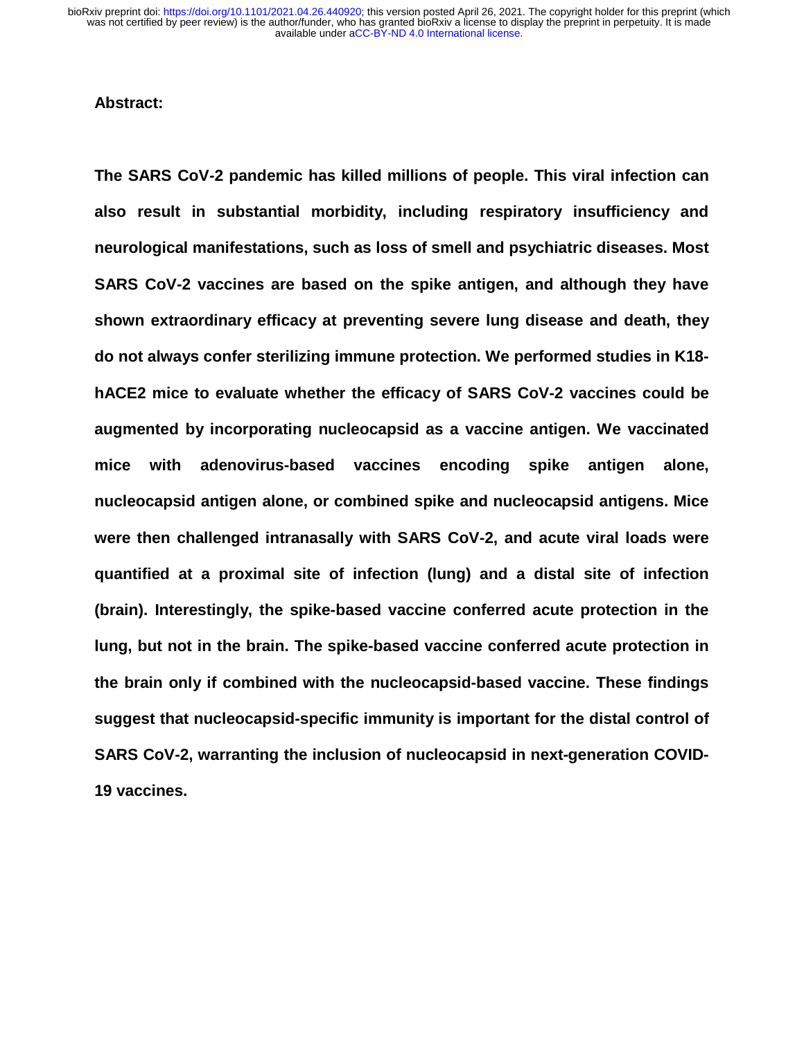**Abstract:**

**The SARS CoV-2 pandemic has killed millions of people. This viral infection can also result in substantial morbidity, including respiratory insufficiency and neurological manifestations, such as loss of smell and psychiatric diseases. Most SARS CoV-2 vaccines are based on the spike antigen, and although they have shown extraordinary efficacy at preventing severe lung disease and death, they do not always confer sterilizing immune protection. We performed studies in K18-hACE2 mice to evaluate whether the efficacy of SARS CoV-2 vaccines could be augmented by incorporating nucleocapsid as a vaccine antigen. We vaccinated mice with adenovirus-based vaccines encoding spike antigen alone, nucleocapsid antigen alone, or combined spike and nucleocapsid antigens. Mice were then challenged intranasally with SARS CoV-2, and acute viral loads were quantified at a proximal site of infection (lung) and a distal site of infection (brain). Interestingly, the spike-based vaccine conferred acute protection in the lung, but not in the brain. The spike-based vaccine conferred acute protection in the brain only if combined with the nucleocapsid-based vaccine. These findings suggest that nucleocapsid-specific immunity is important for the distal control of SARS CoV-2, warranting the inclusion of nucleocapsid in next-generation COVID-19 vaccines.**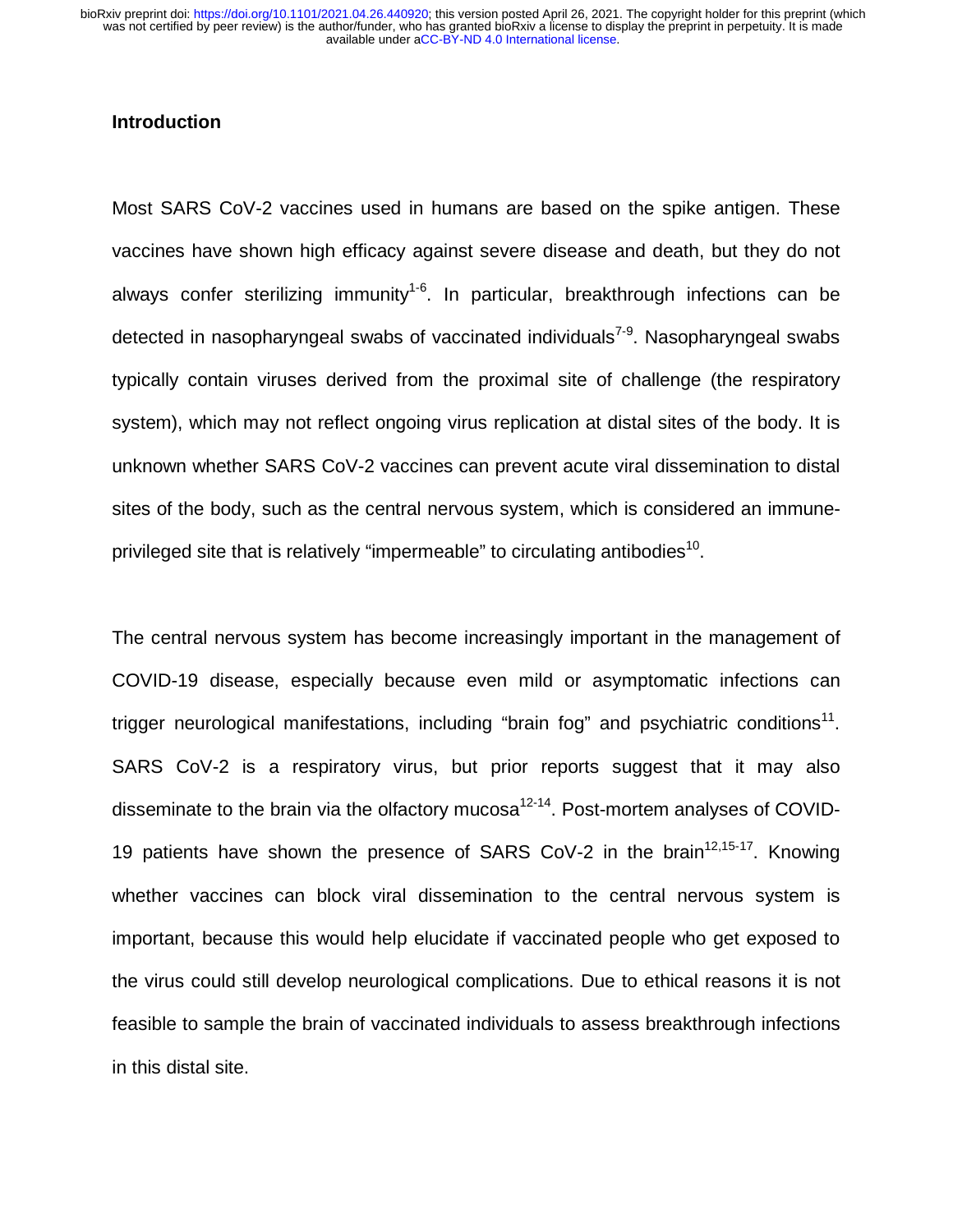## Introduction

Most SARS CoV-2 vaccines used in humans are based on the spike antigen. These vaccines have shown high efficacy against severe disease and death, but they do not always confer sterilizing immunity[1-6]. In particular, breakthrough infections can be detected in nasopharyngeal swabs of vaccinated individuals[7-9]. Nasopharyngeal swabs typically contain viruses derived from the proximal site of challenge (the respiratory system), which may not reflect ongoing virus replication at distal sites of the body. It is unknown whether SARS CoV-2 vaccines can prevent acute viral dissemination to distal sites of the body, such as the central nervous system, which is considered an immune-privileged site that is relatively "impermeable" to circulating antibodies[10].

The central nervous system has become increasingly important in the management of COVID-19 disease, especially because even mild or asymptomatic infections can trigger neurological manifestations, including "brain fog" and psychiatric conditions[11]. SARS CoV-2 is a respiratory virus, but prior reports suggest that it may also disseminate to the brain via the olfactory mucosa[12-14]. Post-mortem analyses of COVID-19 patients have shown the presence of SARS CoV-2 in the brain[12,15-17]. Knowing whether vaccines can block viral dissemination to the central nervous system is important, because this would help elucidate if vaccinated people who get exposed to the virus could still develop neurological complications. Due to ethical reasons it is not feasible to sample the brain of vaccinated individuals to assess breakthrough infections in this distal site.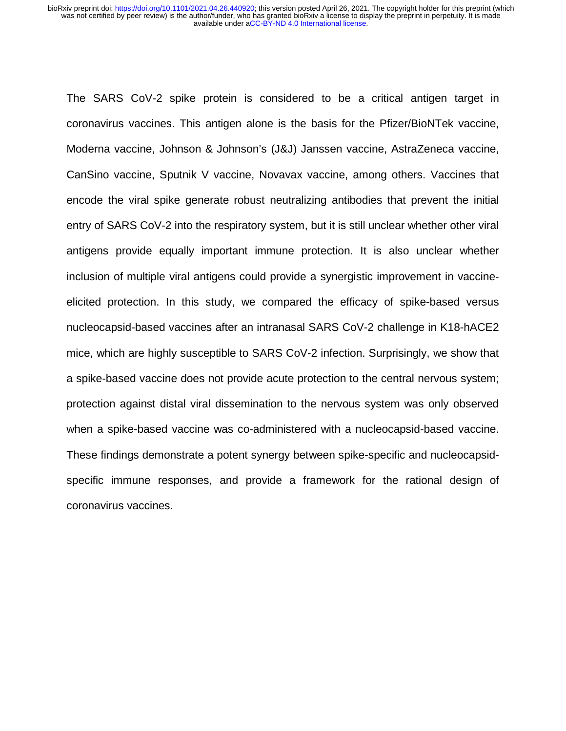The SARS CoV-2 spike protein is considered to be a critical antigen target in coronavirus vaccines. This antigen alone is the basis for the Pfizer/BioNTek vaccine, Moderna vaccine, Johnson & Johnson's (J&J) Janssen vaccine, AstraZeneca vaccine, CanSino vaccine, Sputnik V vaccine, Novavax vaccine, among others. Vaccines that encode the viral spike generate robust neutralizing antibodies that prevent the initial entry of SARS CoV-2 into the respiratory system, but it is still unclear whether other viral antigens provide equally important immune protection. It is also unclear whether inclusion of multiple viral antigens could provide a synergistic improvement in vaccine-elicited protection. In this study, we compared the efficacy of spike-based versus nucleocapsid-based vaccines after an intranasal SARS CoV-2 challenge in K18-hACE2 mice, which are highly susceptible to SARS CoV-2 infection. Surprisingly, we show that a spike-based vaccine does not provide acute protection to the central nervous system; protection against distal viral dissemination to the nervous system was only observed when a spike-based vaccine was co-administered with a nucleocapsid-based vaccine. These findings demonstrate a potent synergy between spike-specific and nucleocapsid-specific immune responses, and provide a framework for the rational design of coronavirus vaccines.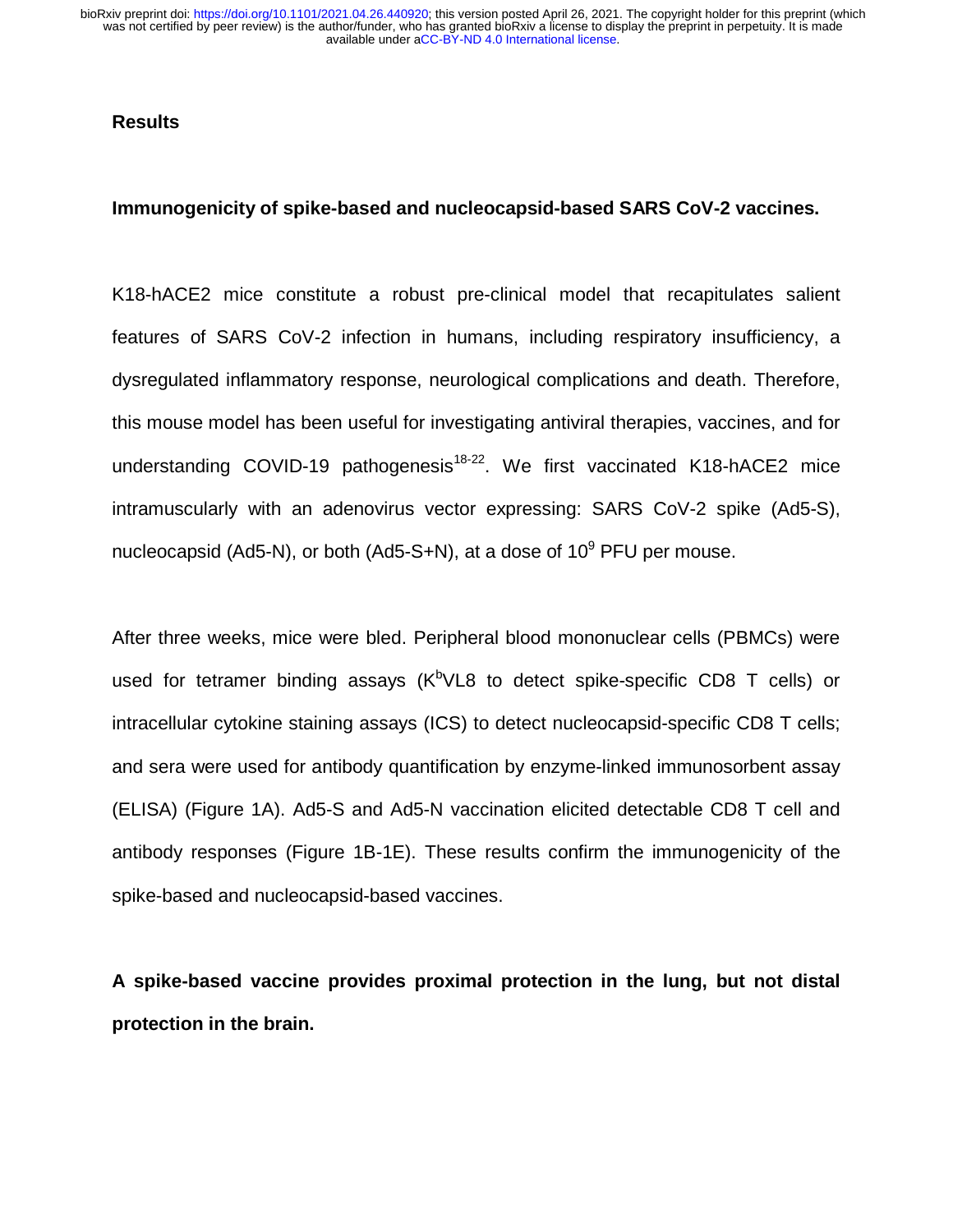## Results

### Immunogenicity of spike-based and nucleocapsid-based SARS CoV-2 vaccines.

K18-hACE2 mice constitute a robust pre-clinical model that recapitulates salient features of SARS CoV-2 infection in humans, including respiratory insufficiency, a dysregulated inflammatory response, neurological complications and death. Therefore, this mouse model has been useful for investigating antiviral therapies, vaccines, and for understanding COVID-19 pathogenesis[18-22]. We first vaccinated K18-hACE2 mice intramuscularly with an adenovirus vector expressing: SARS CoV-2 spike (Ad5-S), nucleocapsid (Ad5-N), or both (Ad5-S+N), at a dose of $10^9$ PFU per mouse.

After three weeks, mice were bled. Peripheral blood mononuclear cells (PBMCs) were used for tetramer binding assays ($K^b$VL8 to detect spike-specific CD8 T cells) or intracellular cytokine staining assays (ICS) to detect nucleocapsid-specific CD8 T cells; and sera were used for antibody quantification by enzyme-linked immunosorbent assay (ELISA) (Figure 1A). Ad5-S and Ad5-N vaccination elicited detectable CD8 T cell and antibody responses (Figure 1B-1E). These results confirm the immunogenicity of the spike-based and nucleocapsid-based vaccines.

### A spike-based vaccine provides proximal protection in the lung, but not distal protection in the brain.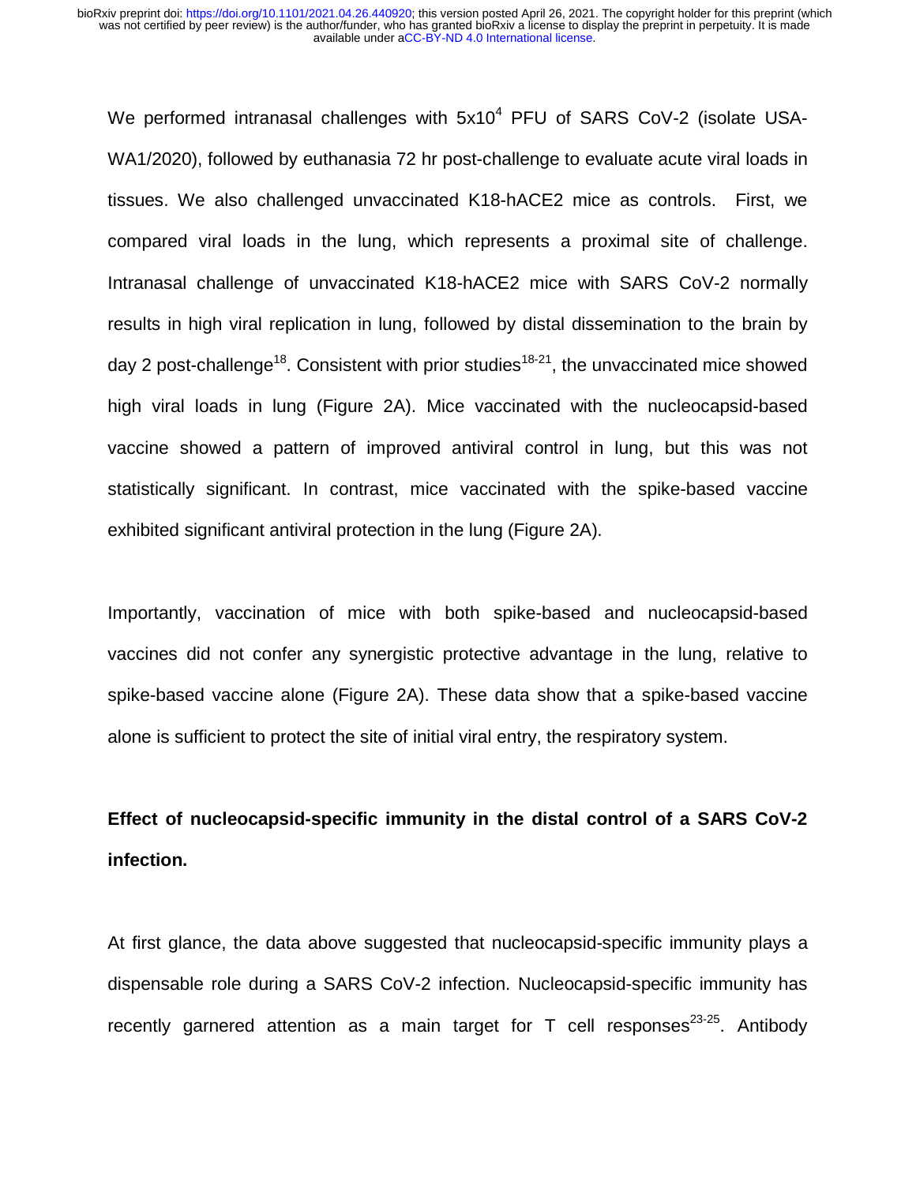We performed intranasal challenges with $5 \times 10^4$ PFU of SARS CoV-2 (isolate USA-WA1/2020), followed by euthanasia 72 hr post-challenge to evaluate acute viral loads in tissues. We also challenged unvaccinated K18-hACE2 mice as controls. First, we compared viral loads in the lung, which represents a proximal site of challenge. Intranasal challenge of unvaccinated K18-hACE2 mice with SARS CoV-2 normally results in high viral replication in lung, followed by distal dissemination to the brain by day 2 post-challenge[18]. Consistent with prior studies[18-21], the unvaccinated mice showed high viral loads in lung (Figure 2A). Mice vaccinated with the nucleocapsid-based vaccine showed a pattern of improved antiviral control in lung, but this was not statistically significant. In contrast, mice vaccinated with the spike-based vaccine exhibited significant antiviral protection in the lung (Figure 2A).

Importantly, vaccination of mice with both spike-based and nucleocapsid-based vaccines did not confer any synergistic protective advantage in the lung, relative to spike-based vaccine alone (Figure 2A). These data show that a spike-based vaccine alone is sufficient to protect the site of initial viral entry, the respiratory system.

**Effect of nucleocapsid-specific immunity in the distal control of a SARS CoV-2 infection.**

At first glance, the data above suggested that nucleocapsid-specific immunity plays a dispensable role during a SARS CoV-2 infection. Nucleocapsid-specific immunity has recently garnered attention as a main target for T cell responses[23-25]. Antibody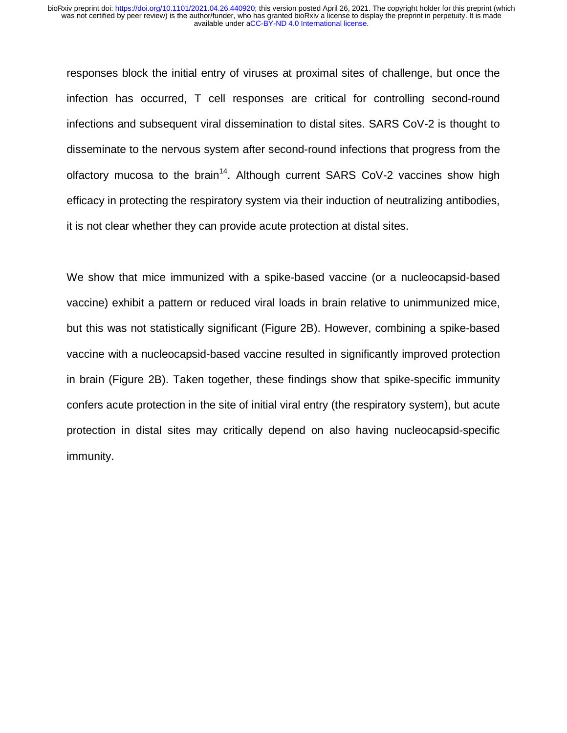responses block the initial entry of viruses at proximal sites of challenge, but once the infection has occurred, T cell responses are critical for controlling second-round infections and subsequent viral dissemination to distal sites. SARS CoV-2 is thought to disseminate to the nervous system after second-round infections that progress from the olfactory mucosa to the brain[14]. Although current SARS CoV-2 vaccines show high efficacy in protecting the respiratory system via their induction of neutralizing antibodies, it is not clear whether they can provide acute protection at distal sites.

We show that mice immunized with a spike-based vaccine (or a nucleocapsid-based vaccine) exhibit a pattern or reduced viral loads in brain relative to unimmunized mice, but this was not statistically significant (Figure 2B). However, combining a spike-based vaccine with a nucleocapsid-based vaccine resulted in significantly improved protection in brain (Figure 2B). Taken together, these findings show that spike-specific immunity confers acute protection in the site of initial viral entry (the respiratory system), but acute protection in distal sites may critically depend on also having nucleocapsid-specific immunity.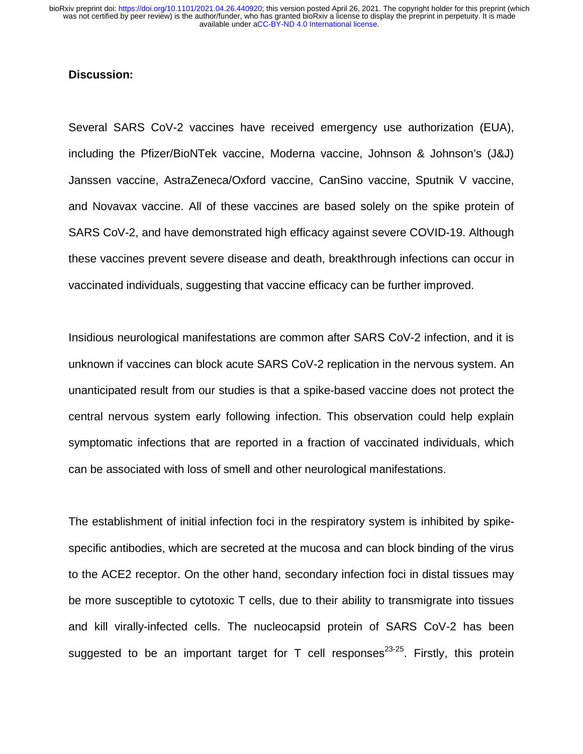**Discussion:**

Several SARS CoV-2 vaccines have received emergency use authorization (EUA), including the Pfizer/BioNTek vaccine, Moderna vaccine, Johnson & Johnson's (J&J) Janssen vaccine, AstraZeneca/Oxford vaccine, CanSino vaccine, Sputnik V vaccine, and Novavax vaccine. All of these vaccines are based solely on the spike protein of SARS CoV-2, and have demonstrated high efficacy against severe COVID-19. Although these vaccines prevent severe disease and death, breakthrough infections can occur in vaccinated individuals, suggesting that vaccine efficacy can be further improved.

Insidious neurological manifestations are common after SARS CoV-2 infection, and it is unknown if vaccines can block acute SARS CoV-2 replication in the nervous system. An unanticipated result from our studies is that a spike-based vaccine does not protect the central nervous system early following infection. This observation could help explain symptomatic infections that are reported in a fraction of vaccinated individuals, which can be associated with loss of smell and other neurological manifestations.

The establishment of initial infection foci in the respiratory system is inhibited by spike-specific antibodies, which are secreted at the mucosa and can block binding of the virus to the ACE2 receptor. On the other hand, secondary infection foci in distal tissues may be more susceptible to cytotoxic T cells, due to their ability to transmigrate into tissues and kill virally-infected cells. The nucleocapsid protein of SARS CoV-2 has been suggested to be an important target for T cell responses[23-25]. Firstly, this protein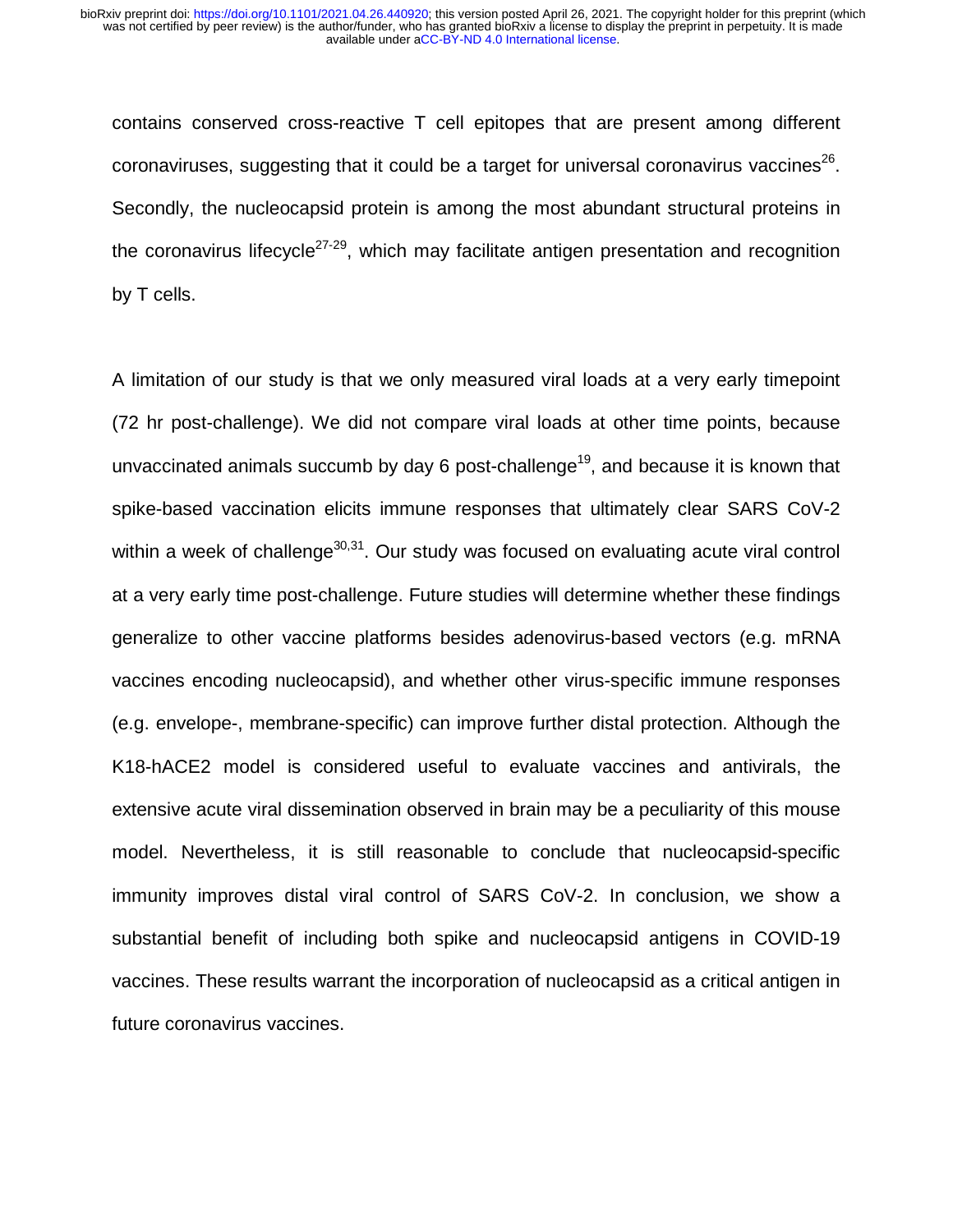contains conserved cross-reactive T cell epitopes that are present among different coronaviruses, suggesting that it could be a target for universal coronavirus vaccines[26]. Secondly, the nucleocapsid protein is among the most abundant structural proteins in the coronavirus lifecycle[27-29], which may facilitate antigen presentation and recognition by T cells.

A limitation of our study is that we only measured viral loads at a very early timepoint (72 hr post-challenge). We did not compare viral loads at other time points, because unvaccinated animals succumb by day 6 post-challenge[19], and because it is known that spike-based vaccination elicits immune responses that ultimately clear SARS CoV-2 within a week of challenge[30,31]. Our study was focused on evaluating acute viral control at a very early time post-challenge. Future studies will determine whether these findings generalize to other vaccine platforms besides adenovirus-based vectors (e.g. mRNA vaccines encoding nucleocapsid), and whether other virus-specific immune responses (e.g. envelope-, membrane-specific) can improve further distal protection. Although the K18-hACE2 model is considered useful to evaluate vaccines and antivirals, the extensive acute viral dissemination observed in brain may be a peculiarity of this mouse model. Nevertheless, it is still reasonable to conclude that nucleocapsid-specific immunity improves distal viral control of SARS CoV-2. In conclusion, we show a substantial benefit of including both spike and nucleocapsid antigens in COVID-19 vaccines. These results warrant the incorporation of nucleocapsid as a critical antigen in future coronavirus vaccines.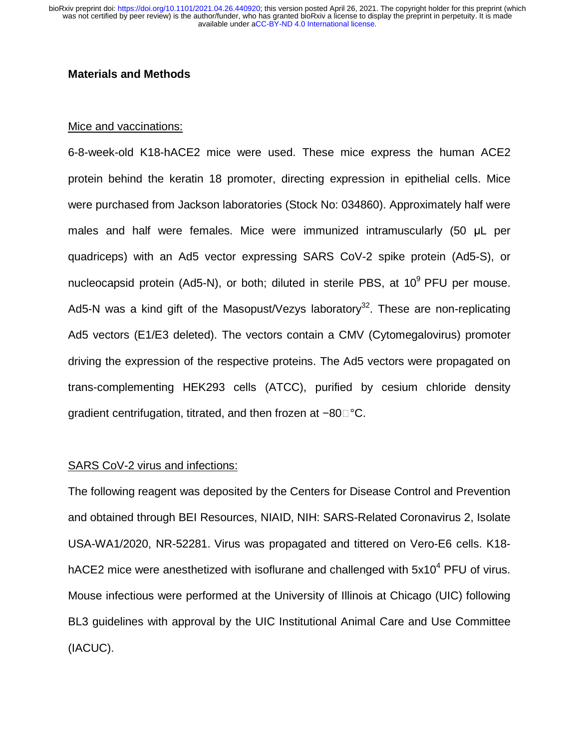## Materials and Methods

### Mice and vaccinations:

6-8-week-old K18-hACE2 mice were used. These mice express the human ACE2 protein behind the keratin 18 promoter, directing expression in epithelial cells. Mice were purchased from Jackson laboratories (Stock No: 034860). Approximately half were males and half were females. Mice were immunized intramuscularly (50 μL per quadriceps) with an Ad5 vector expressing SARS CoV-2 spike protein (Ad5-S), or nucleocapsid protein (Ad5-N), or both; diluted in sterile PBS, at $10^9$ PFU per mouse. Ad5-N was a kind gift of the Masopust/Vezys laboratory[32]. These are non-replicating Ad5 vectors (E1/E3 deleted). The vectors contain a CMV (Cytomegalovirus) promoter driving the expression of the respective proteins. The Ad5 vectors were propagated on trans-complementing HEK293 cells (ATCC), purified by cesium chloride density gradient centrifugation, titrated, and then frozen at −80 °C.

### SARS CoV-2 virus and infections:

The following reagent was deposited by the Centers for Disease Control and Prevention and obtained through BEI Resources, NIAID, NIH: SARS-Related Coronavirus 2, Isolate USA-WA1/2020, NR-52281. Virus was propagated and tittered on Vero-E6 cells. K18-hACE2 mice were anesthetized with isoflurane and challenged with $5x10^4$ PFU of virus. Mouse infectious were performed at the University of Illinois at Chicago (UIC) following BL3 guidelines with approval by the UIC Institutional Animal Care and Use Committee (IACUC).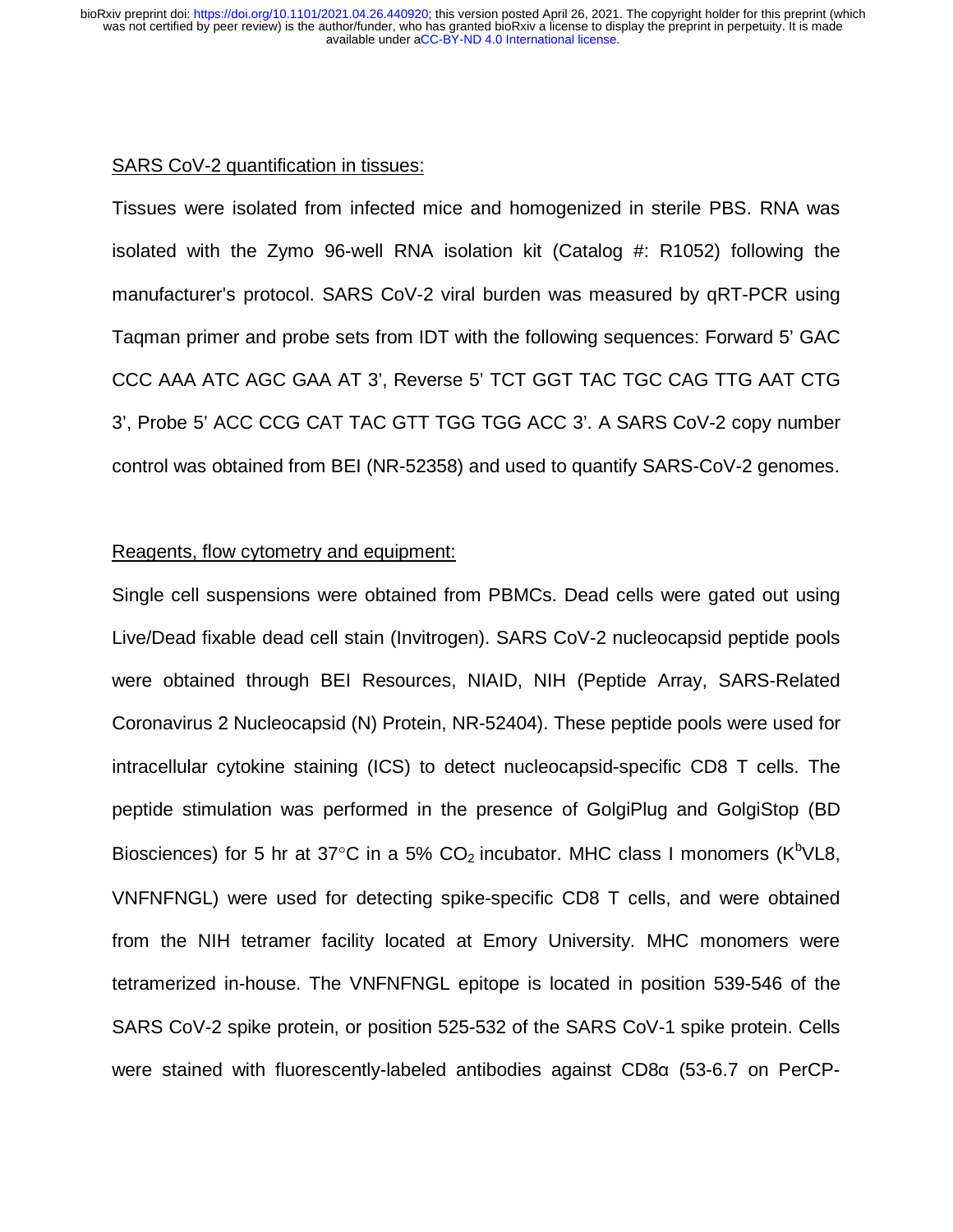SARS CoV-2 quantification in tissues:

Tissues were isolated from infected mice and homogenized in sterile PBS. RNA was isolated with the Zymo 96-well RNA isolation kit (Catalog #: R1052) following the manufacturer's protocol. SARS CoV-2 viral burden was measured by qRT-PCR using Taqman primer and probe sets from IDT with the following sequences: Forward 5' GAC CCC AAA ATC AGC GAA AT 3', Reverse 5' TCT GGT TAC TGC CAG TTG AAT CTG 3', Probe 5' ACC CCG CAT TAC GTT TGG TGG ACC 3'. A SARS CoV-2 copy number control was obtained from BEI (NR-52358) and used to quantify SARS-CoV-2 genomes.

Reagents, flow cytometry and equipment:

Single cell suspensions were obtained from PBMCs. Dead cells were gated out using Live/Dead fixable dead cell stain (Invitrogen). SARS CoV-2 nucleocapsid peptide pools were obtained through BEI Resources, NIAID, NIH (Peptide Array, SARS-Related Coronavirus 2 Nucleocapsid (N) Protein, NR-52404). These peptide pools were used for intracellular cytokine staining (ICS) to detect nucleocapsid-specific CD8 T cells. The peptide stimulation was performed in the presence of GolgiPlug and GolgiStop (BD Biosciences) for 5 hr at 37°C in a 5% $CO_2$ incubator. MHC class I monomers ($K^b$VL8, VNFNFNGL) were used for detecting spike-specific CD8 T cells, and were obtained from the NIH tetramer facility located at Emory University. MHC monomers were tetramerized in-house. The VNFNFNGL epitope is located in position 539-546 of the SARS CoV-2 spike protein, or position 525-532 of the SARS CoV-1 spike protein. Cells were stained with fluorescently-labeled antibodies against CD8α (53-6.7 on PerCP-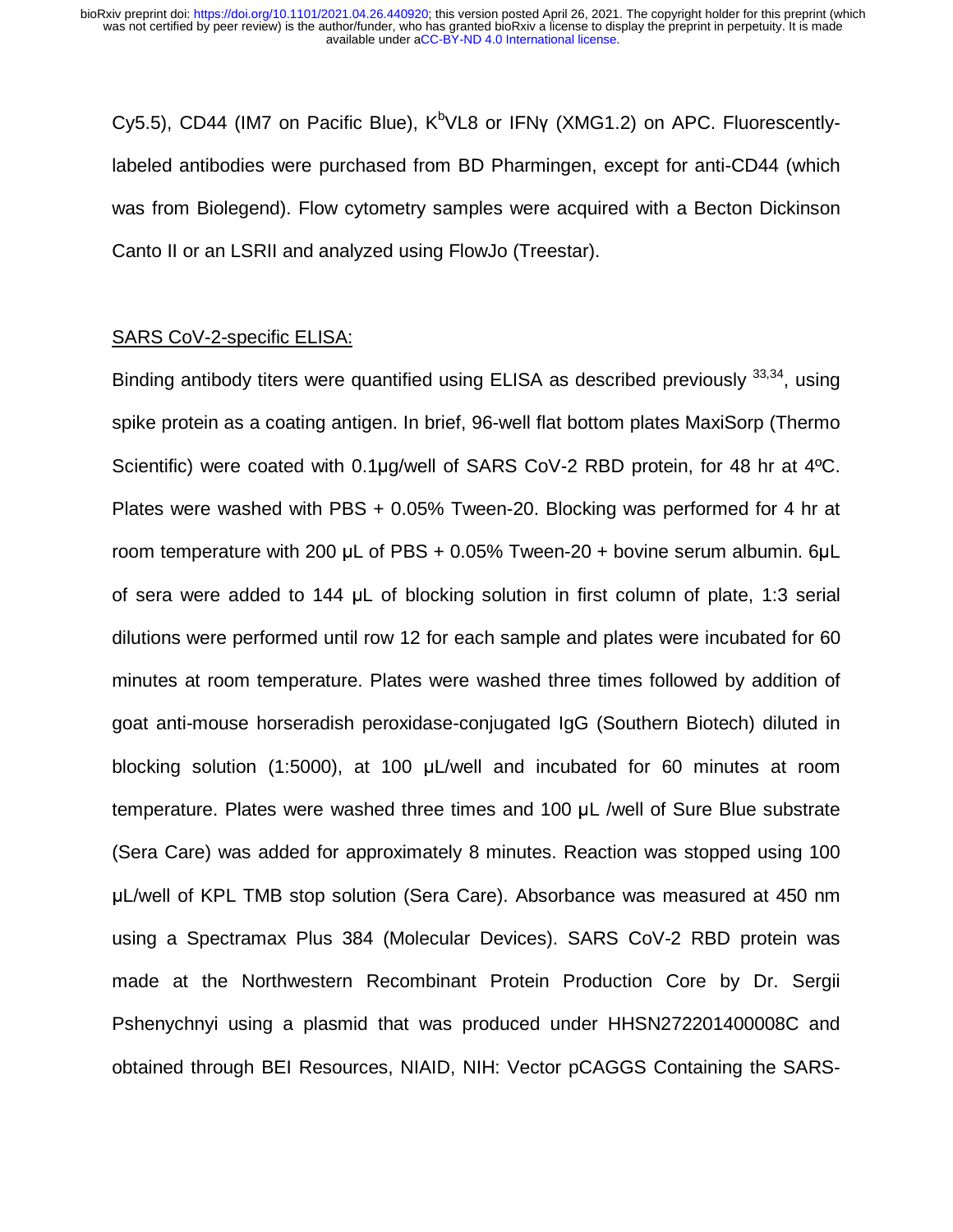Cy5.5), CD44 (IM7 on Pacific Blue), $K^b$VL8 or IFNγ (XMG1.2) on APC. Fluorescently-labeled antibodies were purchased from BD Pharmingen, except for anti-CD44 (which was from Biolegend). Flow cytometry samples were acquired with a Becton Dickinson Canto II or an LSRII and analyzed using FlowJo (Treestar).

SARS CoV-2-specific ELISA:

Binding antibody titers were quantified using ELISA as described previously [33,34], using spike protein as a coating antigen. In brief, 96-well flat bottom plates MaxiSorp (Thermo Scientific) were coated with 0.1µg/well of SARS CoV-2 RBD protein, for 48 hr at 4ºC. Plates were washed with PBS + 0.05% Tween-20. Blocking was performed for 4 hr at room temperature with 200 µL of PBS + 0.05% Tween-20 + bovine serum albumin. 6µL of sera were added to 144 µL of blocking solution in first column of plate, 1:3 serial dilutions were performed until row 12 for each sample and plates were incubated for 60 minutes at room temperature. Plates were washed three times followed by addition of goat anti-mouse horseradish peroxidase-conjugated IgG (Southern Biotech) diluted in blocking solution (1:5000), at 100 µL/well and incubated for 60 minutes at room temperature. Plates were washed three times and 100 µL /well of Sure Blue substrate (Sera Care) was added for approximately 8 minutes. Reaction was stopped using 100 µL/well of KPL TMB stop solution (Sera Care). Absorbance was measured at 450 nm using a Spectramax Plus 384 (Molecular Devices). SARS CoV-2 RBD protein was made at the Northwestern Recombinant Protein Production Core by Dr. Sergii Pshenychnyi using a plasmid that was produced under HHSN272201400008C and obtained through BEI Resources, NIAID, NIH: Vector pCAGGS Containing the SARS-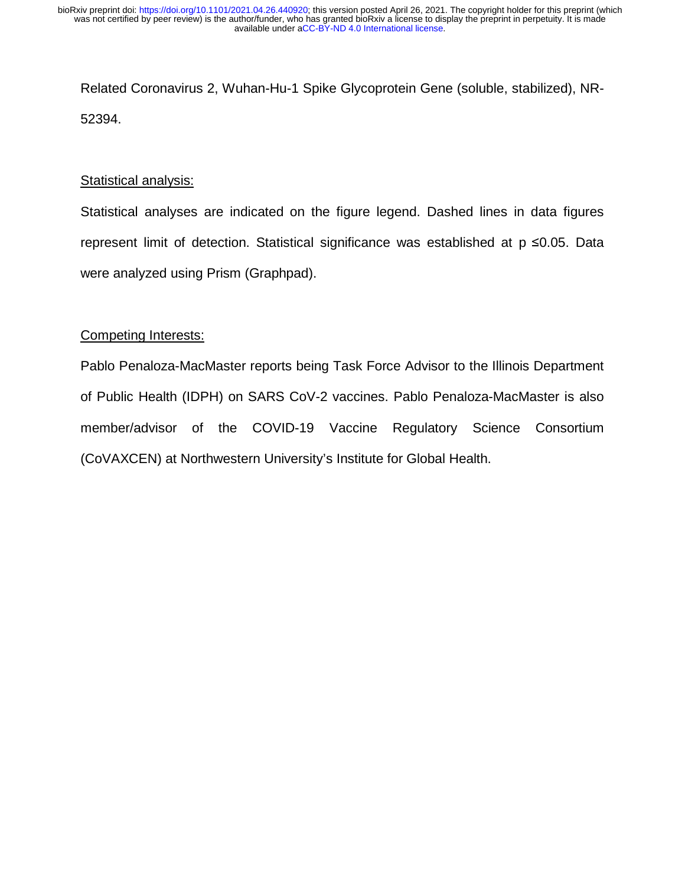Related Coronavirus 2, Wuhan-Hu-1 Spike Glycoprotein Gene (soluble, stabilized), NR-52394.

## Statistical analysis:

Statistical analyses are indicated on the figure legend. Dashed lines in data figures represent limit of detection. Statistical significance was established at $p \leq 0.05$. Data were analyzed using Prism (Graphpad).

## Competing Interests:

Pablo Penaloza-MacMaster reports being Task Force Advisor to the Illinois Department of Public Health (IDPH) on SARS CoV-2 vaccines. Pablo Penaloza-MacMaster is also member/advisor of the COVID-19 Vaccine Regulatory Science Consortium (CoVAXCEN) at Northwestern University's Institute for Global Health.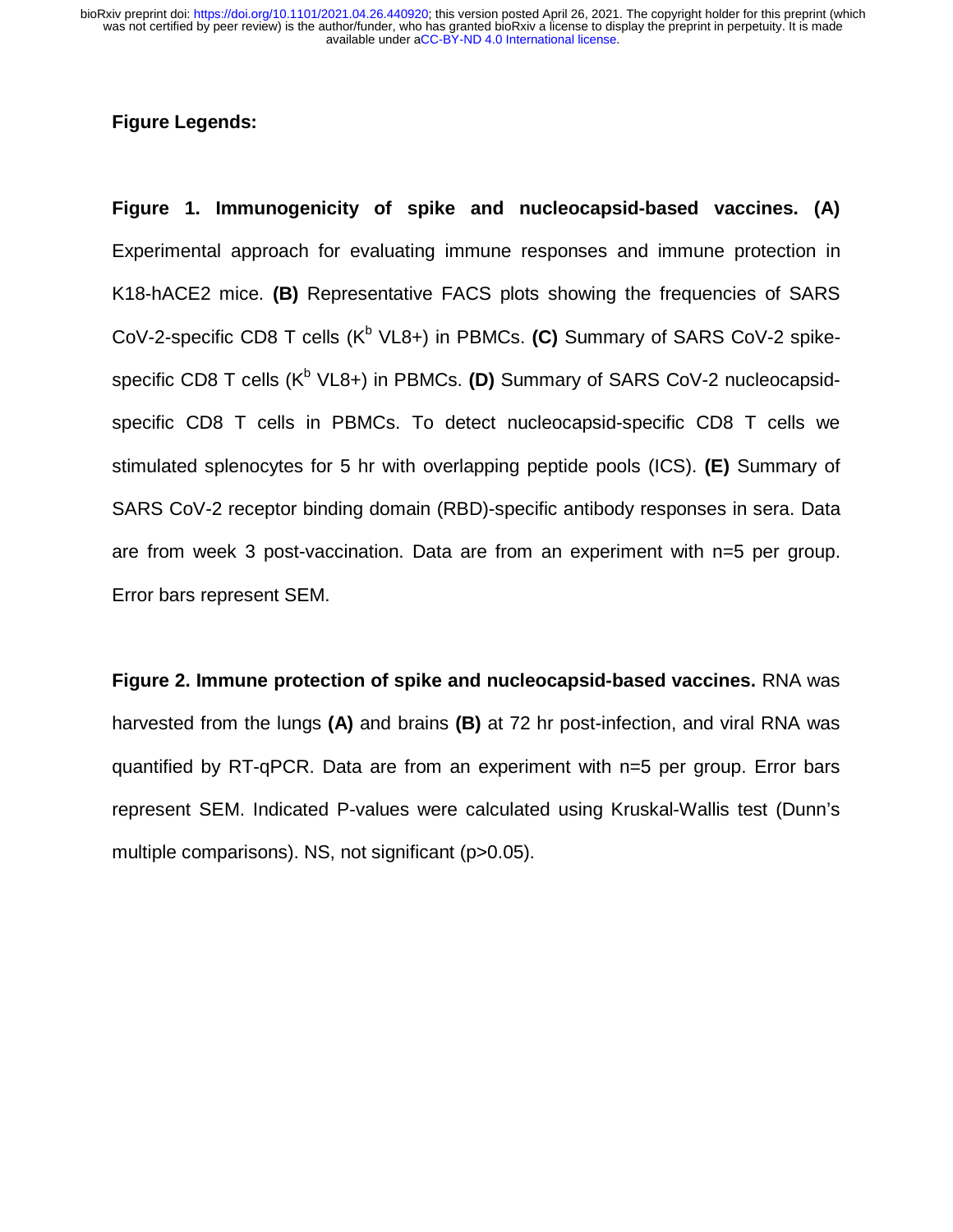**Figure Legends:**

**Figure 1. Immunogenicity of spike and nucleocapsid-based vaccines. (A)** Experimental approach for evaluating immune responses and immune protection in K18-hACE2 mice. **(B)** Representative FACS plots showing the frequencies of SARS CoV-2-specific CD8 T cells ($K^b$ VL8+) in PBMCs. **(C)** Summary of SARS CoV-2 spike-specific CD8 T cells ($K^b$ VL8+) in PBMCs. **(D)** Summary of SARS CoV-2 nucleocapsid-specific CD8 T cells in PBMCs. To detect nucleocapsid-specific CD8 T cells we stimulated splenocytes for 5 hr with overlapping peptide pools (ICS). **(E)** Summary of SARS CoV-2 receptor binding domain (RBD)-specific antibody responses in sera. Data are from week 3 post-vaccination. Data are from an experiment with n=5 per group. Error bars represent SEM.

**Figure 2. Immune protection of spike and nucleocapsid-based vaccines.** RNA was harvested from the lungs **(A)** and brains **(B)** at 72 hr post-infection, and viral RNA was quantified by RT-qPCR. Data are from an experiment with n=5 per group. Error bars represent SEM. Indicated P-values were calculated using Kruskal-Wallis test (Dunn's multiple comparisons). NS, not significant (p>0.05).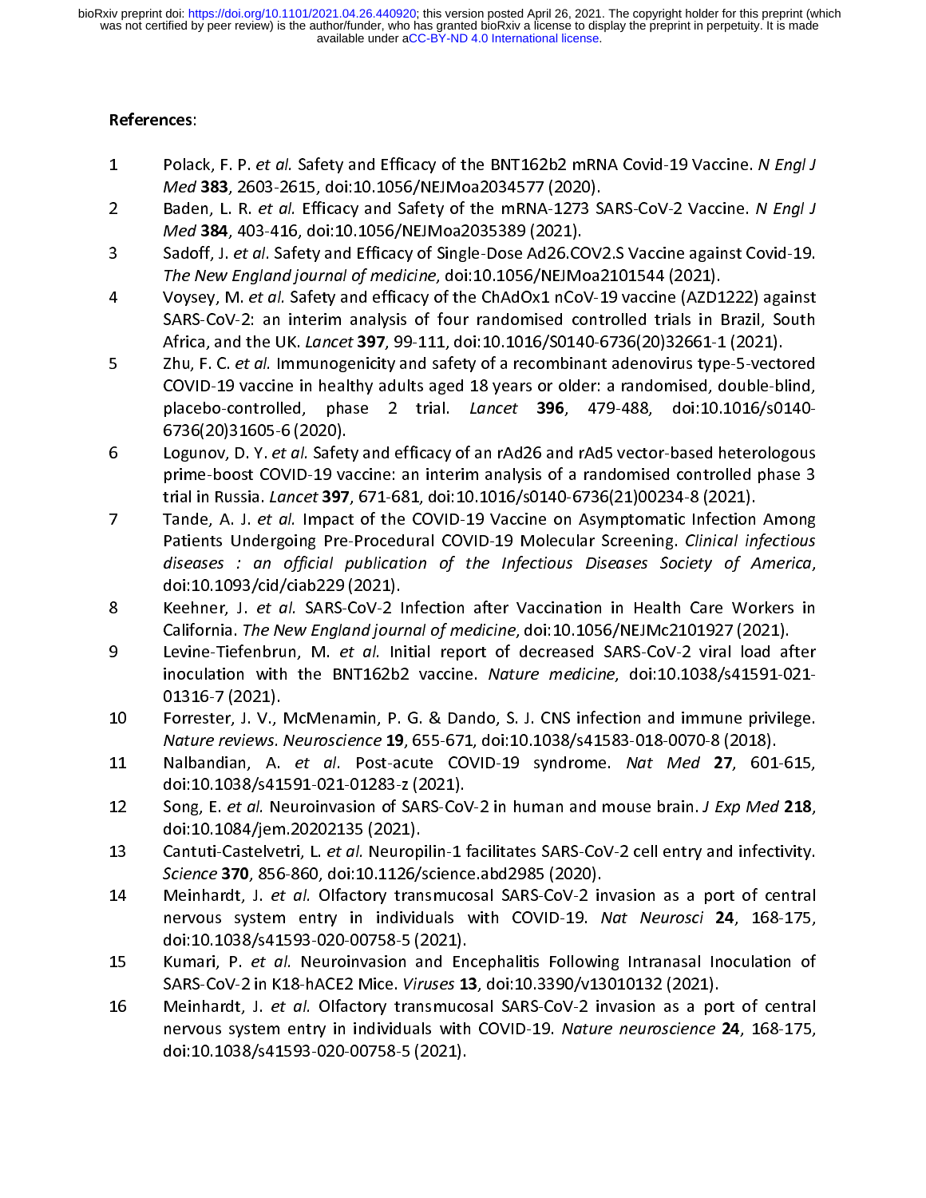**References**:

1. Polack, F. P. *et al.* Safety and Efficacy of the BNT162b2 mRNA Covid-19 Vaccine. *N Engl J Med* **383**, 2603-2615, doi:10.1056/NEJMoa2034577 (2020).
2. Baden, L. R. *et al.* Efficacy and Safety of the mRNA-1273 SARS-CoV-2 Vaccine. *N Engl J Med* **384**, 403-416, doi:10.1056/NEJMoa2035389 (2021).
3. Sadoff, J. *et al.* Safety and Efficacy of Single-Dose Ad26.COV2.S Vaccine against Covid-19. *The New England journal of medicine*, doi:10.1056/NEJMoa2101544 (2021).
4. Voysey, M. *et al.* Safety and efficacy of the ChAdOx1 nCoV-19 vaccine (AZD1222) against SARS-CoV-2: an interim analysis of four randomised controlled trials in Brazil, South Africa, and the UK. *Lancet* **397**, 99-111, doi:10.1016/S0140-6736(20)32661-1 (2021).
5. Zhu, F. C. *et al.* Immunogenicity and safety of a recombinant adenovirus type-5-vectored COVID-19 vaccine in healthy adults aged 18 years or older: a randomised, double-blind, placebo-controlled, phase 2 trial. *Lancet* **396**, 479-488, doi:10.1016/s0140-6736(20)31605-6 (2020).
6. Logunov, D. Y. *et al.* Safety and efficacy of an rAd26 and rAd5 vector-based heterologous prime-boost COVID-19 vaccine: an interim analysis of a randomised controlled phase 3 trial in Russia. *Lancet* **397**, 671-681, doi:10.1016/s0140-6736(21)00234-8 (2021).
7. Tande, A. J. *et al.* Impact of the COVID-19 Vaccine on Asymptomatic Infection Among Patients Undergoing Pre-Procedural COVID-19 Molecular Screening. *Clinical infectious diseases : an official publication of the Infectious Diseases Society of America*, doi:10.1093/cid/ciab229 (2021).
8. Keehner, J. *et al.* SARS-CoV-2 Infection after Vaccination in Health Care Workers in California. *The New England journal of medicine*, doi:10.1056/NEJMc2101927 (2021).
9. Levine-Tiefenbrun, M. *et al.* Initial report of decreased SARS-CoV-2 viral load after inoculation with the BNT162b2 vaccine. *Nature medicine*, doi:10.1038/s41591-021-01316-7 (2021).
10. Forrester, J. V., McMenamin, P. G. & Dando, S. J. CNS infection and immune privilege. *Nature reviews. Neuroscience* **19**, 655-671, doi:10.1038/s41583-018-0070-8 (2018).
11. Nalbandian, A. *et al.* Post-acute COVID-19 syndrome. *Nat Med* **27**, 601-615, doi:10.1038/s41591-021-01283-z (2021).
12. Song, E. *et al.* Neuroinvasion of SARS-CoV-2 in human and mouse brain. *J Exp Med* **218**, doi:10.1084/jem.20202135 (2021).
13. Cantuti-Castelvetri, L. *et al.* Neuropilin-1 facilitates SARS-CoV-2 cell entry and infectivity. *Science* **370**, 856-860, doi:10.1126/science.abd2985 (2020).
14. Meinhardt, J. *et al.* Olfactory transmucosal SARS-CoV-2 invasion as a port of central nervous system entry in individuals with COVID-19. *Nat Neurosci* **24**, 168-175, doi:10.1038/s41593-020-00758-5 (2021).
15. Kumari, P. *et al.* Neuroinvasion and Encephalitis Following Intranasal Inoculation of SARS-CoV-2 in K18-hACE2 Mice. *Viruses* **13**, doi:10.3390/v13010132 (2021).
16. Meinhardt, J. *et al.* Olfactory transmucosal SARS-CoV-2 invasion as a port of central nervous system entry in individuals with COVID-19. *Nature neuroscience* **24**, 168-175, doi:10.1038/s41593-020-00758-5 (2021).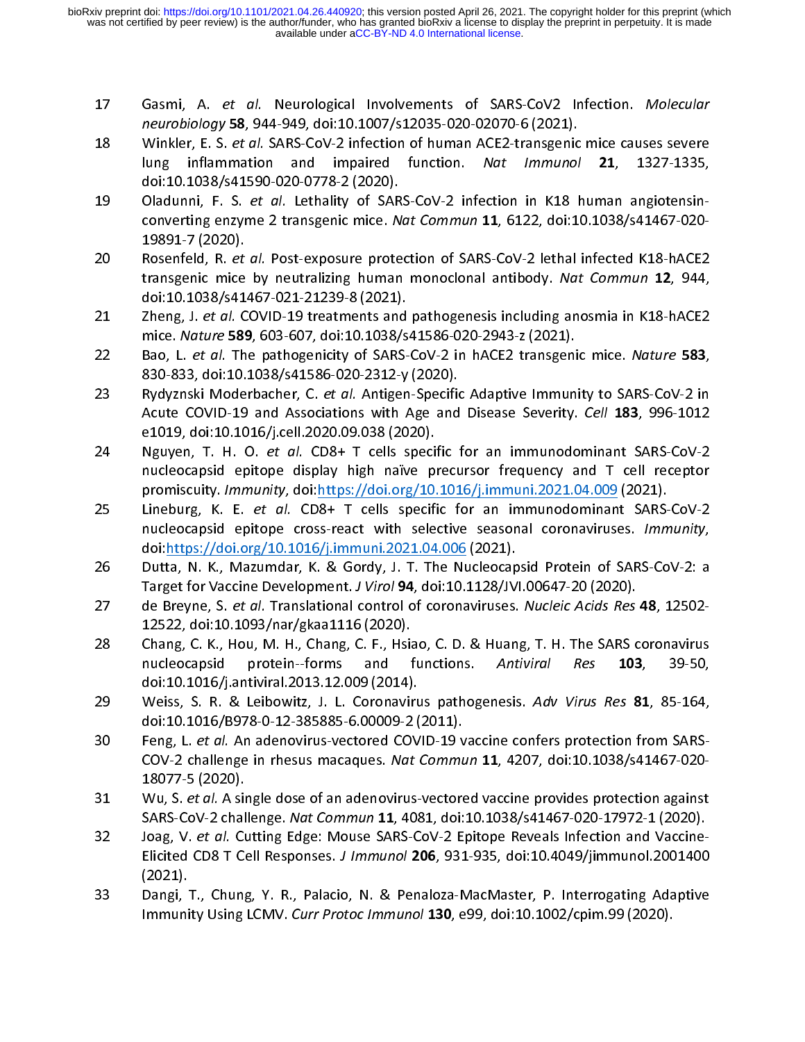17. Gasmi, A. *et al.* Neurological Involvements of SARS-CoV2 Infection. *Molecular neurobiology* **58**, 944-949, doi:10.1007/s12035-020-02070-6 (2021).
18. Winkler, E. S. *et al.* SARS-CoV-2 infection of human ACE2-transgenic mice causes severe lung inflammation and impaired function. *Nat Immunol* **21**, 1327-1335, doi:10.1038/s41590-020-0778-2 (2020).
19. Oladunni, F. S. *et al.* Lethality of SARS-CoV-2 infection in K18 human angiotensin-converting enzyme 2 transgenic mice. *Nat Commun* **11**, 6122, doi:10.1038/s41467-020-19891-7 (2020).
20. Rosenfeld, R. *et al.* Post-exposure protection of SARS-CoV-2 lethal infected K18-hACE2 transgenic mice by neutralizing human monoclonal antibody. *Nat Commun* **12**, 944, doi:10.1038/s41467-021-21239-8 (2021).
21. Zheng, J. *et al.* COVID-19 treatments and pathogenesis including anosmia in K18-hACE2 mice. *Nature* **589**, 603-607, doi:10.1038/s41586-020-2943-z (2021).
22. Bao, L. *et al.* The pathogenicity of SARS-CoV-2 in hACE2 transgenic mice. *Nature* **583**, 830-833, doi:10.1038/s41586-020-2312-y (2020).
23. Rydyznski Moderbacher, C. *et al.* Antigen-Specific Adaptive Immunity to SARS-CoV-2 in Acute COVID-19 and Associations with Age and Disease Severity. *Cell* **183**, 996-1012 e1019, doi:10.1016/j.cell.2020.09.038 (2020).
24. Nguyen, T. H. O. *et al.* CD8+ T cells specific for an immunodominant SARS-CoV-2 nucleocapsid epitope display high naïve precursor frequency and T cell receptor promiscuity. *Immunity*, doi:https://doi.org/10.1016/j.immuni.2021.04.009 (2021).
25. Lineburg, K. E. *et al.* CD8+ T cells specific for an immunodominant SARS-CoV-2 nucleocapsid epitope cross-react with selective seasonal coronaviruses. *Immunity*, doi:https://doi.org/10.1016/j.immuni.2021.04.006 (2021).
26. Dutta, N. K., Mazumdar, K. & Gordy, J. T. The Nucleocapsid Protein of SARS-CoV-2: a Target for Vaccine Development. *J Virol* **94**, doi:10.1128/JVI.00647-20 (2020).
27. de Breyne, S. *et al.* Translational control of coronaviruses. *Nucleic Acids Res* **48**, 12502-12522, doi:10.1093/nar/gkaa1116 (2020).
28. Chang, C. K., Hou, M. H., Chang, C. F., Hsiao, C. D. & Huang, T. H. The SARS coronavirus nucleocapsid protein--forms and functions. *Antiviral Res* **103**, 39-50, doi:10.1016/j.antiviral.2013.12.009 (2014).
29. Weiss, S. R. & Leibowitz, J. L. Coronavirus pathogenesis. *Adv Virus Res* **81**, 85-164, doi:10.1016/B978-0-12-385885-6.00009-2 (2011).
30. Feng, L. *et al.* An adenovirus-vectored COVID-19 vaccine confers protection from SARS-COV-2 challenge in rhesus macaques. *Nat Commun* **11**, 4207, doi:10.1038/s41467-020-18077-5 (2020).
31. Wu, S. *et al.* A single dose of an adenovirus-vectored vaccine provides protection against SARS-CoV-2 challenge. *Nat Commun* **11**, 4081, doi:10.1038/s41467-020-17972-1 (2020).
32. Joag, V. *et al.* Cutting Edge: Mouse SARS-CoV-2 Epitope Reveals Infection and Vaccine-Elicited CD8 T Cell Responses. *J Immunol* **206**, 931-935, doi:10.4049/jimmunol.2001400 (2021).
33. Dangi, T., Chung, Y. R., Palacio, N. & Penaloza-MacMaster, P. Interrogating Adaptive Immunity Using LCMV. *Curr Protoc Immunol* **130**, e99, doi:10.1002/cpim.99 (2020).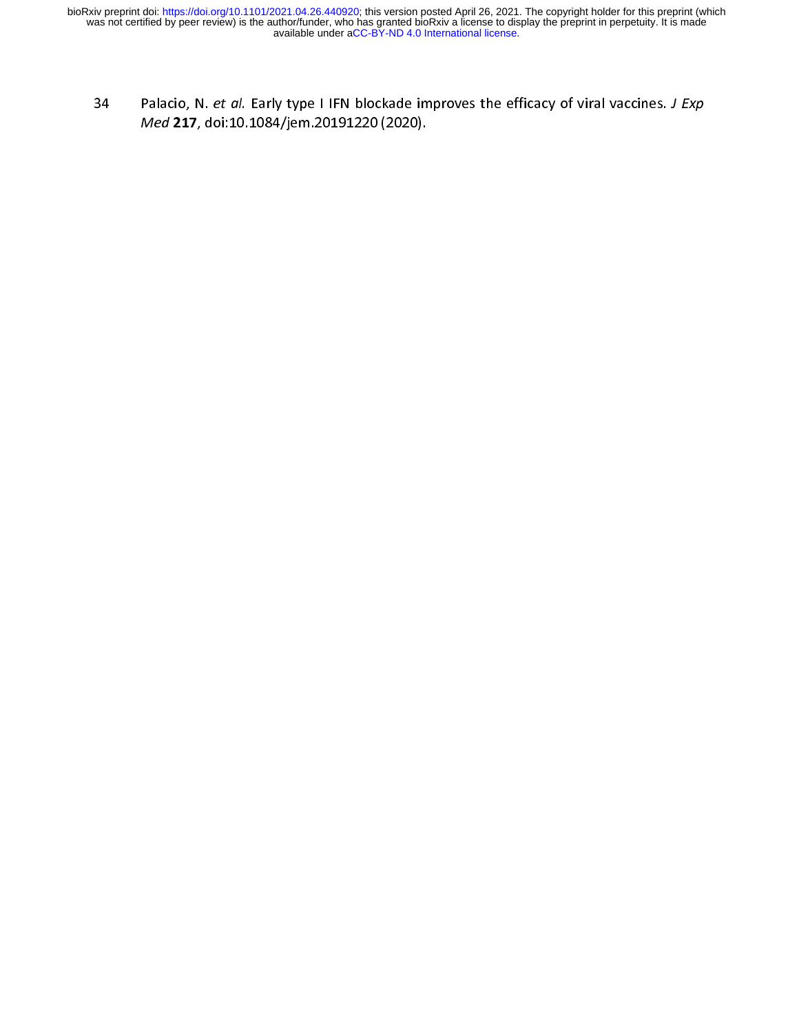34 Palacio, N. *et al.* Early type I IFN blockade improves the efficacy of viral vaccines. *J Exp Med* **217**, doi:10.1084/jem.20191220 (2020).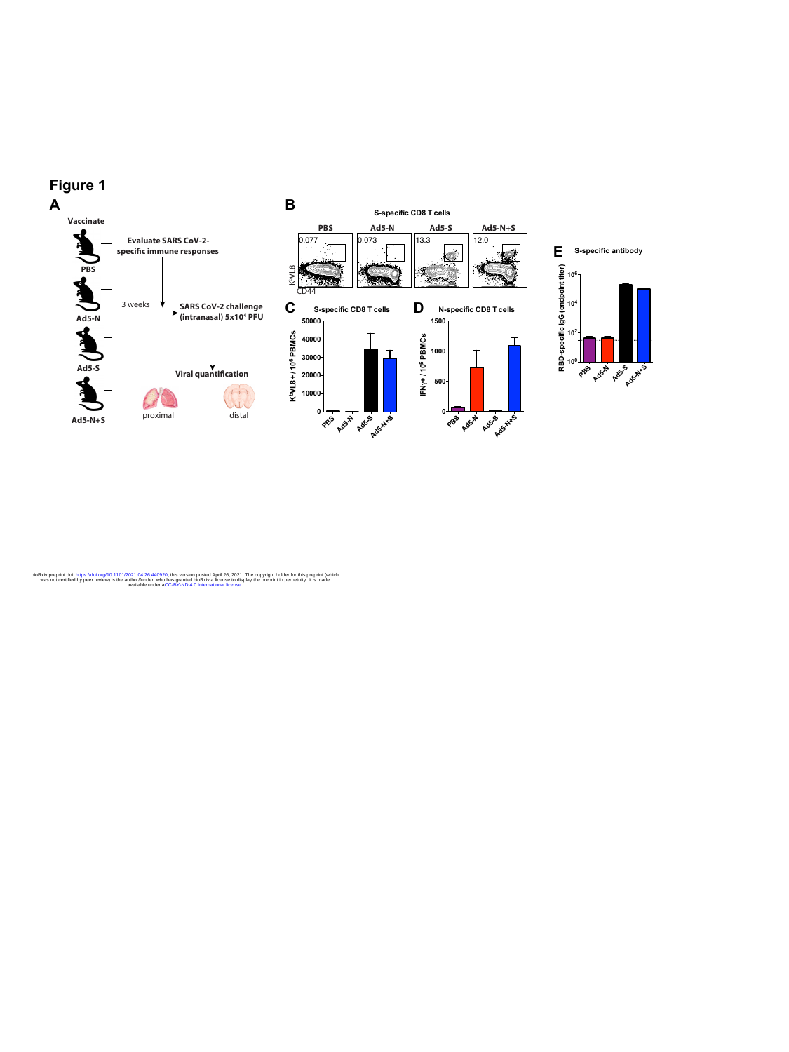# Figure 1

**A**

Vaccinate

PBS

Ad5-N

Ad5-S

Ad5-N+S

Evaluate SARS CoV-2-specific immune responses

3 weeks

SARS CoV-2 challenge (intranasal) 5x10[4] PFU

Viral quantification

proximal

distal

**B**

S-specific CD8 T cells

| PBS | Ad5-N | Ad5-S | Ad5-N+S |
| --- | --- | --- | --- |
| 0.077 | 0.073 | 13.3 | 12.0 |

$K^bVL8$

CD44

**C**

S-specific CD8 T cells

$K^bVL8+ / 10^6$ PBMCs

PBS, Ad5-N, Ad5-S, Ad5-N+S

**D**

N-specific CD8 T cells

$IFN\gamma+ / 10^6$ PBMCs

PBS, Ad5-N, Ad5-S, Ad5-N+S

**E**

S-specific antibody

RBD-specific IgG (endpoint titer)

PBS, Ad5-N, Ad5-S, Ad5-N+S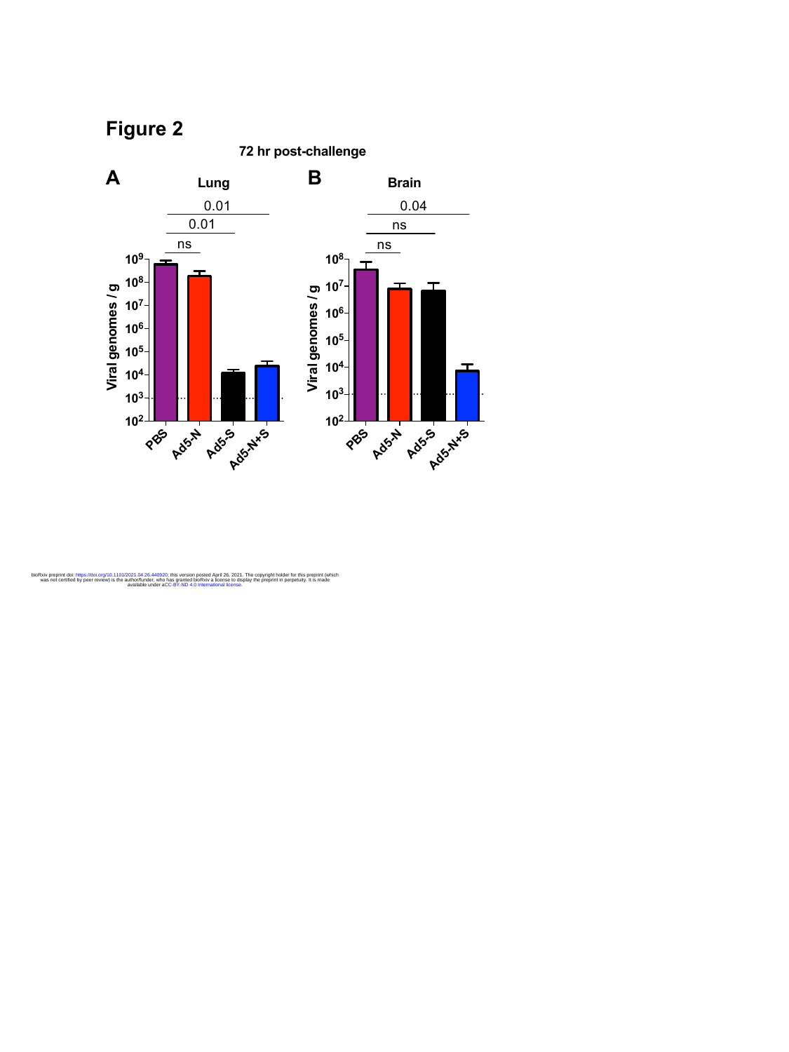# Figure 2

72 hr post-challenge

A

Lung

0.01

0.01

ns

$10^9$
$10^8$
$10^7$
$10^6$
$10^5$
$10^4$
$10^3$
$10^2$

Viral genomes / g

PBS
Ad5-N
Ad5-S
Ad5-N+S

B

Brain

0.04

ns

ns

$10^8$
$10^7$
$10^6$
$10^5$
$10^4$
$10^3$
$10^2$

Viral genomes / g

PBS
Ad5-N
Ad5-S
Ad5-N+S